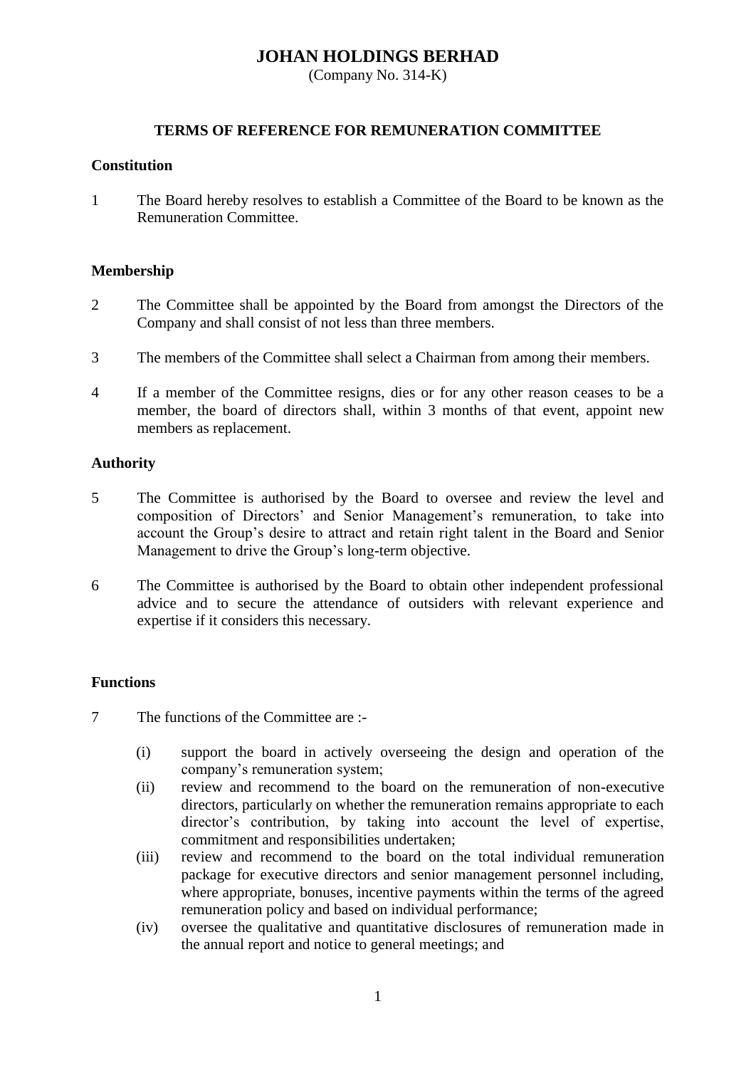# JOHAN HOLDINGS BERHAD

(Company No. 314-K)

## TERMS OF REFERENCE FOR REMUNERATION COMMITTEE

### Constitution

1 The Board hereby resolves to establish a Committee of the Board to be known as the Remuneration Committee.

### Membership

2 The Committee shall be appointed by the Board from amongst the Directors of the Company and shall consist of not less than three members.

3 The members of the Committee shall select a Chairman from among their members.

4 If a member of the Committee resigns, dies or for any other reason ceases to be a member, the board of directors shall, within 3 months of that event, appoint new members as replacement.

### Authority

5 The Committee is authorised by the Board to oversee and review the level and composition of Directors' and Senior Management's remuneration, to take into account the Group's desire to attract and retain right talent in the Board and Senior Management to drive the Group's long-term objective.

6 The Committee is authorised by the Board to obtain other independent professional advice and to secure the attendance of outsiders with relevant experience and expertise if it considers this necessary.

### Functions

7 The functions of the Committee are :-

(i) support the board in actively overseeing the design and operation of the company's remuneration system;

(ii) review and recommend to the board on the remuneration of non-executive directors, particularly on whether the remuneration remains appropriate to each director's contribution, by taking into account the level of expertise, commitment and responsibilities undertaken;

(iii) review and recommend to the board on the total individual remuneration package for executive directors and senior management personnel including, where appropriate, bonuses, incentive payments within the terms of the agreed remuneration policy and based on individual performance;

(iv) oversee the qualitative and quantitative disclosures of remuneration made in the annual report and notice to general meetings; and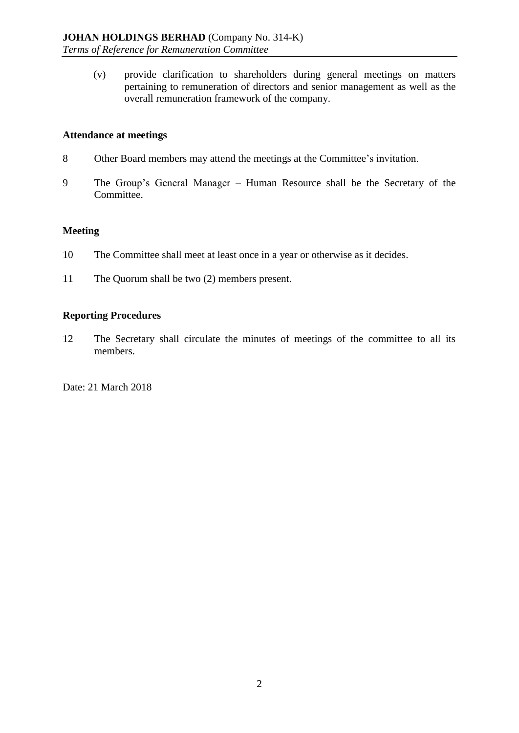(v) provide clarification to shareholders during general meetings on matters pertaining to remuneration of directors and senior management as well as the overall remuneration framework of the company.

**Attendance at meetings**

8 Other Board members may attend the meetings at the Committee's invitation.

9 The Group's General Manager – Human Resource shall be the Secretary of the Committee.

**Meeting**

10 The Committee shall meet at least once in a year or otherwise as it decides.

11 The Quorum shall be two (2) members present.

**Reporting Procedures**

12 The Secretary shall circulate the minutes of meetings of the committee to all its members.

Date: 21 March 2018